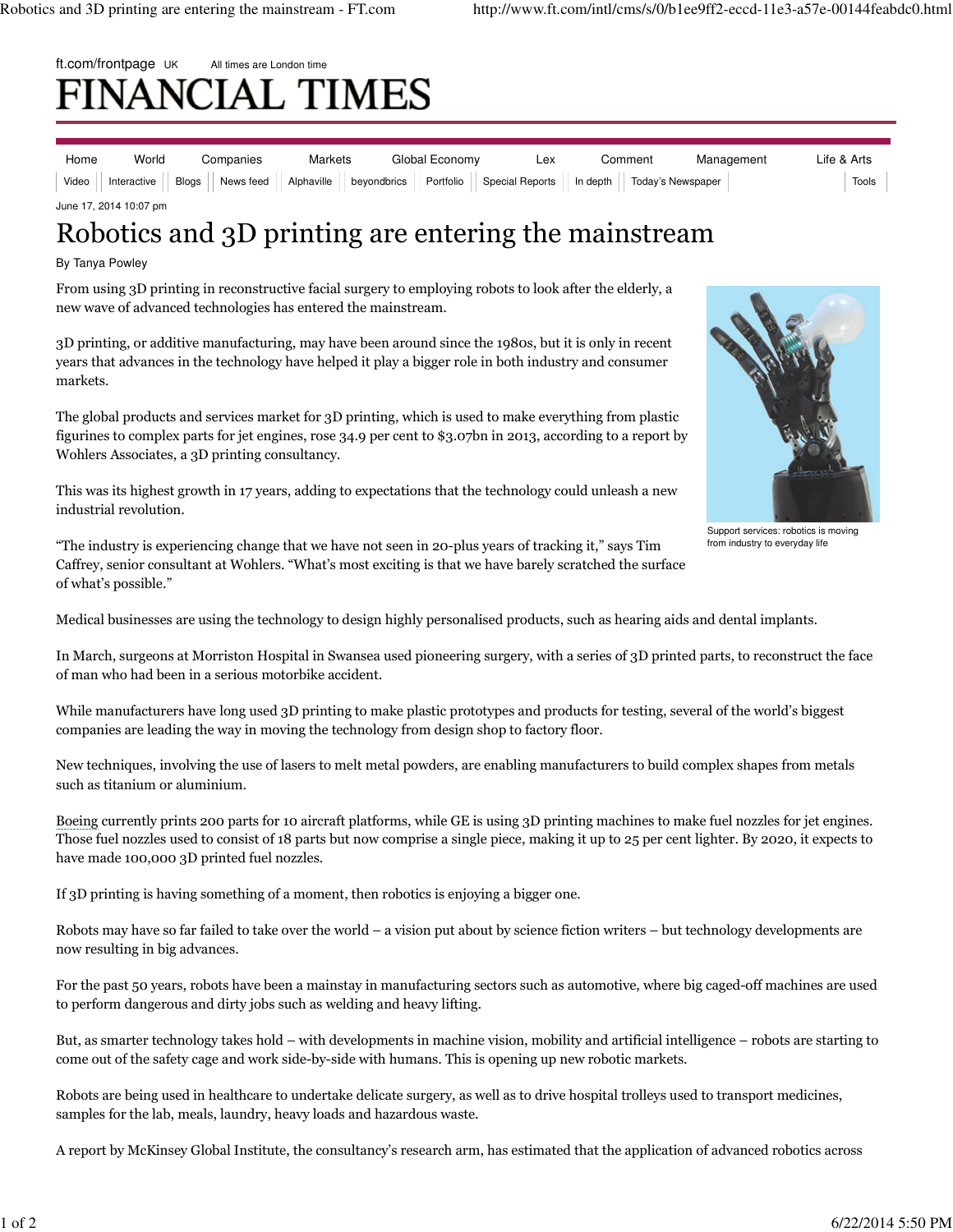June 17, 2014 10:07 pm

# Robotics and 3D printing are entering the mainstream

By Tanya Powley

From using 3D printing in reconstructive facial surgery to employing robots to look after the elderly, a new wave of advanced technologies has entered the mainstream.

3D printing, or additive manufacturing, may have been around since the 1980s, but it is only in recent years that advances in the technology have helped it play a bigger role in both industry and consumer markets.

The global products and services market for 3D printing, which is used to make everything from plastic figurines to complex parts for jet engines, rose 34.9 per cent to $3.07bn in 2013, according to a report by Wohlers Associates, a 3D printing consultancy.

This was its highest growth in 17 years, adding to expectations that the technology could unleash a new industrial revolution.

Support services: robotics is moving from industry to everyday life

"The industry is experiencing change that we have not seen in 20-plus years of tracking it," says Tim Caffrey, senior consultant at Wohlers. "What's most exciting is that we have barely scratched the surface of what's possible."

Medical businesses are using the technology to design highly personalised products, such as hearing aids and dental implants.

In March, surgeons at Morriston Hospital in Swansea used pioneering surgery, with a series of 3D printed parts, to reconstruct the face of man who had been in a serious motorbike accident.

While manufacturers have long used 3D printing to make plastic prototypes and products for testing, several of the world's biggest companies are leading the way in moving the technology from design shop to factory floor.

New techniques, involving the use of lasers to melt metal powders, are enabling manufacturers to build complex shapes from metals such as titanium or aluminium.

Boeing currently prints 200 parts for 10 aircraft platforms, while GE is using 3D printing machines to make fuel nozzles for jet engines. Those fuel nozzles used to consist of 18 parts but now comprise a single piece, making it up to 25 per cent lighter. By 2020, it expects to have made 100,000 3D printed fuel nozzles.

If 3D printing is having something of a moment, then robotics is enjoying a bigger one.

Robots may have so far failed to take over the world – a vision put about by science fiction writers – but technology developments are now resulting in big advances.

For the past 50 years, robots have been a mainstay in manufacturing sectors such as automotive, where big caged-off machines are used to perform dangerous and dirty jobs such as welding and heavy lifting.

But, as smarter technology takes hold – with developments in machine vision, mobility and artificial intelligence – robots are starting to come out of the safety cage and work side-by-side with humans. This is opening up new robotic markets.

Robots are being used in healthcare to undertake delicate surgery, as well as to drive hospital trolleys used to transport medicines, samples for the lab, meals, laundry, heavy loads and hazardous waste.

A report by McKinsey Global Institute, the consultancy's research arm, has estimated that the application of advanced robotics across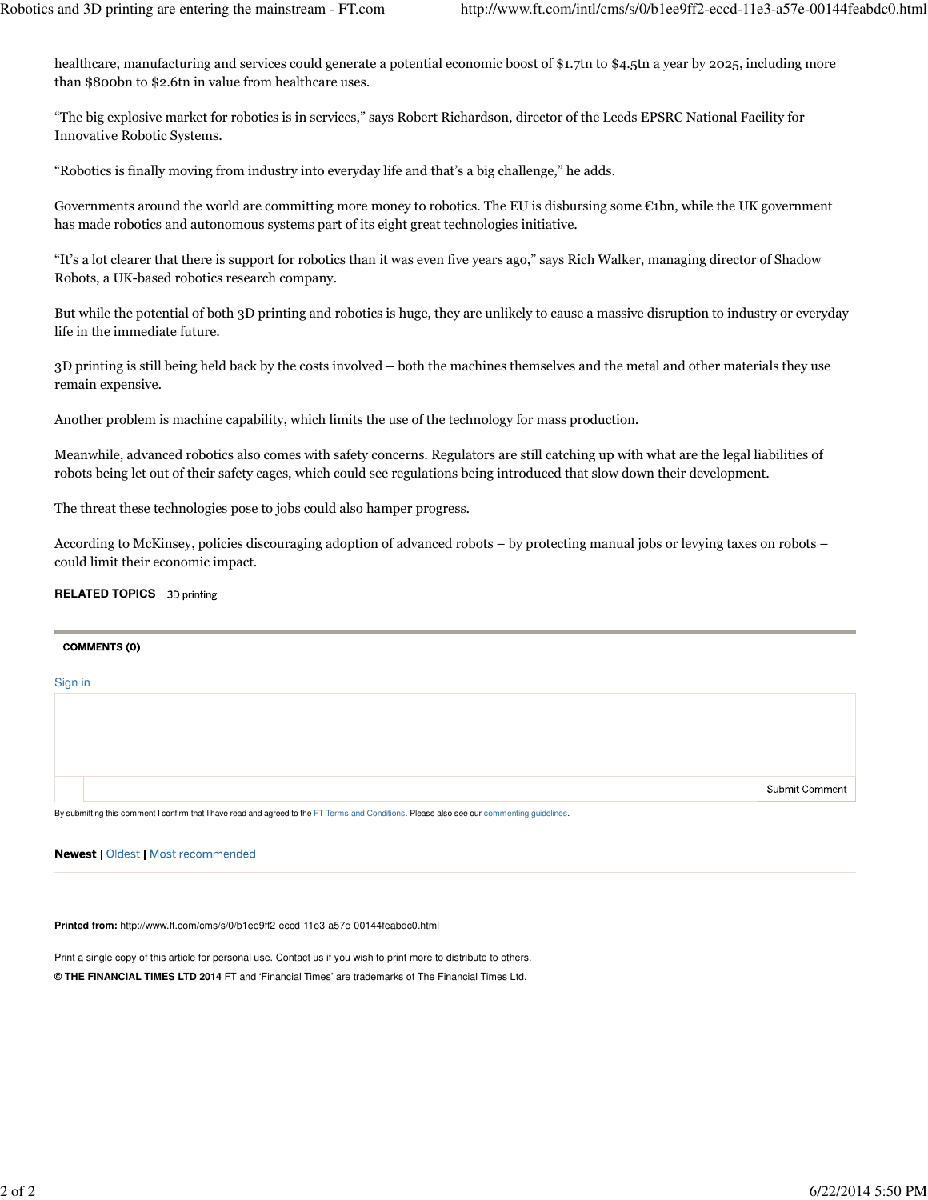healthcare, manufacturing and services could generate a potential economic boost of $1.7tn to $4.5tn a year by 2025, including more than $800bn to $2.6tn in value from healthcare uses.

"The big explosive market for robotics is in services," says Robert Richardson, director of the Leeds EPSRC National Facility for Innovative Robotic Systems.

"Robotics is finally moving from industry into everyday life and that's a big challenge," he adds.

Governments around the world are committing more money to robotics. The EU is disbursing some €1bn, while the UK government has made robotics and autonomous systems part of its eight great technologies initiative.

"It's a lot clearer that there is support for robotics than it was even five years ago," says Rich Walker, managing director of Shadow Robots, a UK-based robotics research company.

But while the potential of both 3D printing and robotics is huge, they are unlikely to cause a massive disruption to industry or everyday life in the immediate future.

3D printing is still being held back by the costs involved – both the machines themselves and the metal and other materials they use remain expensive.

Another problem is machine capability, which limits the use of the technology for mass production.

Meanwhile, advanced robotics also comes with safety concerns. Regulators are still catching up with what are the legal liabilities of robots being let out of their safety cages, which could see regulations being introduced that slow down their development.

The threat these technologies pose to jobs could also hamper progress.

According to McKinsey, policies discouraging adoption of advanced robots – by protecting manual jobs or levying taxes on robots – could limit their economic impact.

**RELATED TOPICS** 3D printing

**COMMENTS (0)**

Sign in

Submit Comment

By submitting this comment I confirm that I have read and agreed to the FT Terms and Conditions. Please also see our commenting guidelines.

**Newest** | Oldest | Most recommended

**Printed from:** http://www.ft.com/cms/s/0/b1ee9ff2-eccd-11e3-a57e-00144feabdc0.html

Print a single copy of this article for personal use. Contact us if you wish to print more to distribute to others.

**© THE FINANCIAL TIMES LTD 2014** FT and 'Financial Times' are trademarks of The Financial Times Ltd.